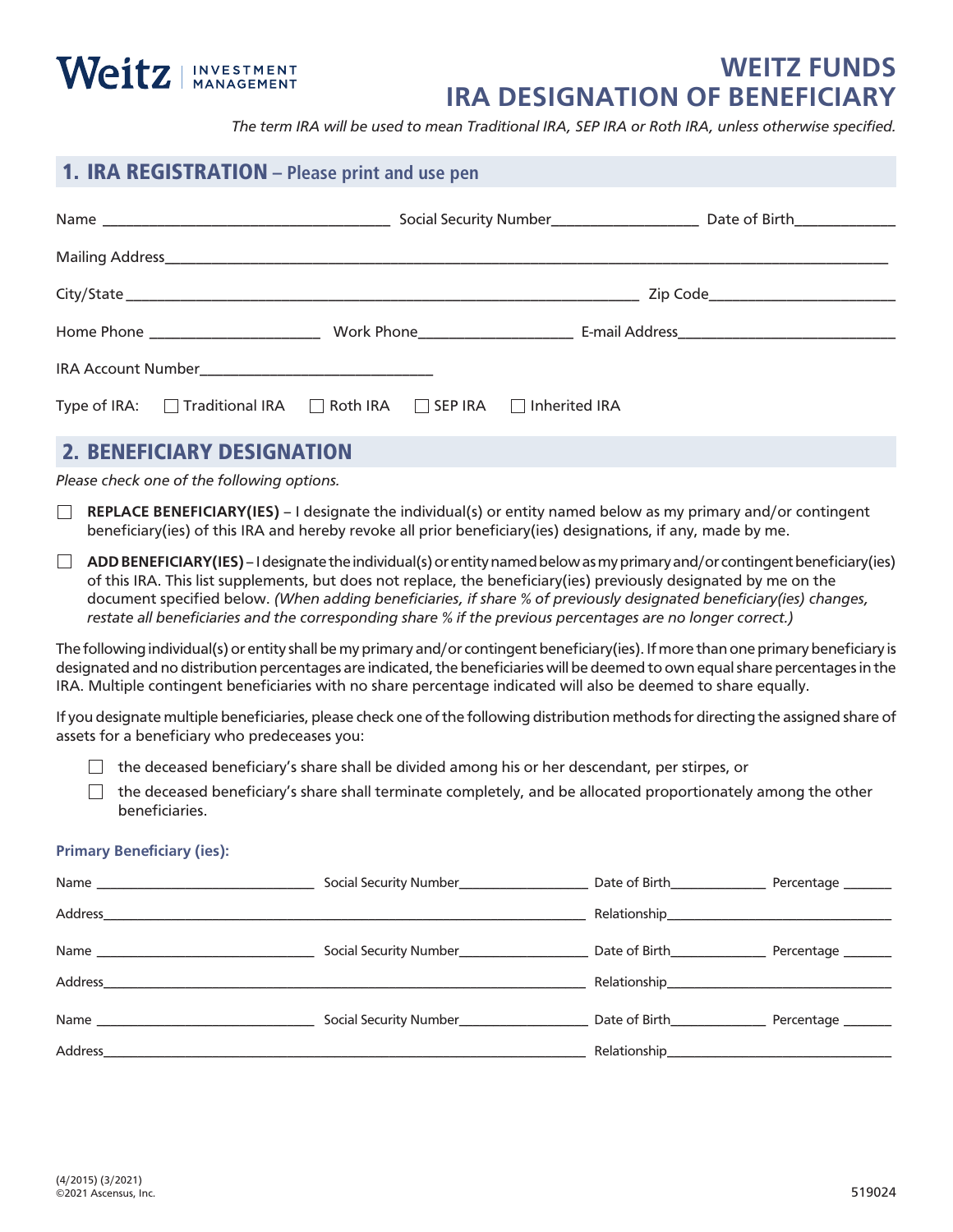# WEITZ FUNDS
# IRA DESIGNATION OF BENEFICIARY

Weitz | INVESTMENT MANAGEMENT

*The term IRA will be used to mean Traditional IRA, SEP IRA or Roth IRA, unless otherwise specified.*

## 1. IRA REGISTRATION – Please print and use pen

Name ___________________________________ Social Security Number__________________ Date of Birth_____________

Mailing Address_____________________________________________________________________________________________

City/State _________________________________________________________________ Zip Code________________________

Home Phone _____________________ Work Phone___________________ E-mail Address___________________________

IRA Account Number_____________________________

Type of IRA: ☐ Traditional IRA ☐ Roth IRA ☐ SEP IRA ☐ Inherited IRA

## 2. BENEFICIARY DESIGNATION

*Please check one of the following options.*

☐ **REPLACE BENEFICIARY(IES)** – I designate the individual(s) or entity named below as my primary and/or contingent beneficiary(ies) of this IRA and hereby revoke all prior beneficiary(ies) designations, if any, made by me.

☐ **ADD BENEFICIARY(IES)** – I designate the individual(s) or entity named below as my primary and/or contingent beneficiary(ies) of this IRA. This list supplements, but does not replace, the beneficiary(ies) previously designated by me on the document specified below. *(When adding beneficiaries, if share % of previously designated beneficiary(ies) changes, restate all beneficiaries and the corresponding share % if the previous percentages are no longer correct.)*

The following individual(s) or entity shall be my primary and/or contingent beneficiary(ies). If more than one primary beneficiary is designated and no distribution percentages are indicated, the beneficiaries will be deemed to own equal share percentages in the IRA. Multiple contingent beneficiaries with no share percentage indicated will also be deemed to share equally.

If you designate multiple beneficiaries, please check one of the following distribution methods for directing the assigned share of assets for a beneficiary who predeceases you:

☐ the deceased beneficiary's share shall be divided among his or her descendant, per stirpes, or

☐ the deceased beneficiary's share shall terminate completely, and be allocated proportionately among the other beneficiaries.

### Primary Beneficiary (ies):

Name ______________________________ Social Security Number_________________ Date of Birth_____________ Percentage _______

Address___________________________________________________________________ Relationship______________________________

Name ______________________________ Social Security Number_________________ Date of Birth_____________ Percentage _______

Address___________________________________________________________________ Relationship______________________________

Name ______________________________ Social Security Number_________________ Date of Birth_____________ Percentage _______

Address___________________________________________________________________ Relationship______________________________

(4/2015) (3/2021)
©2021 Ascensus, Inc.

519024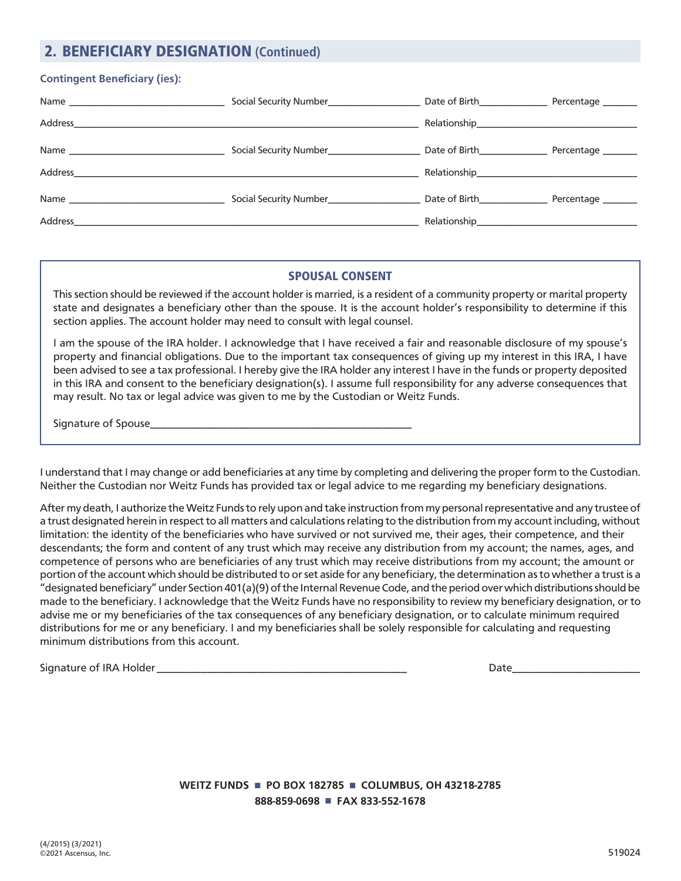## 2. BENEFICIARY DESIGNATION (Continued)

**Contingent Beneficiary (ies):**

Name ______________________________ Social Security Number__________________ Date of Birth_____________ Percentage _______

Address_________________________________________________________________ Relationship_______________________________

Name ______________________________ Social Security Number__________________ Date of Birth_____________ Percentage _______

Address_________________________________________________________________ Relationship_______________________________

Name ______________________________ Social Security Number__________________ Date of Birth_____________ Percentage _______

Address_________________________________________________________________ Relationship_______________________________

### SPOUSAL CONSENT

This section should be reviewed if the account holder is married, is a resident of a community property or marital property state and designates a beneficiary other than the spouse. It is the account holder's responsibility to determine if this section applies. The account holder may need to consult with legal counsel.

I am the spouse of the IRA holder. I acknowledge that I have received a fair and reasonable disclosure of my spouse's property and financial obligations. Due to the important tax consequences of giving up my interest in this IRA, I have been advised to see a tax professional. I hereby give the IRA holder any interest I have in the funds or property deposited in this IRA and consent to the beneficiary designation(s). I assume full responsibility for any adverse consequences that may result. No tax or legal advice was given to me by the Custodian or Weitz Funds.

Signature of Spouse_________________________________________________

I understand that I may change or add beneficiaries at any time by completing and delivering the proper form to the Custodian. Neither the Custodian nor Weitz Funds has provided tax or legal advice to me regarding my beneficiary designations.

After my death, I authorize the Weitz Funds to rely upon and take instruction from my personal representative and any trustee of a trust designated herein in respect to all matters and calculations relating to the distribution from my account including, without limitation: the identity of the beneficiaries who have survived or not survived me, their ages, their competence, and their descendants; the form and content of any trust which may receive any distribution from my account; the names, ages, and competence of persons who are beneficiaries of any trust which may receive distributions from my account; the amount or portion of the account which should be distributed to or set aside for any beneficiary, the determination as to whether a trust is a "designated beneficiary" under Section 401(a)(9) of the Internal Revenue Code, and the period over which distributions should be made to the beneficiary. I acknowledge that the Weitz Funds have no responsibility to review my beneficiary designation, or to advise me or my beneficiaries of the tax consequences of any beneficiary designation, or to calculate minimum required distributions for me or any beneficiary. I and my beneficiaries shall be solely responsible for calculating and requesting minimum distributions from this account.

Signature of IRA Holder ______________________________________________ Date________________________

**WEITZ FUNDS ■ PO BOX 182785 ■ COLUMBUS, OH 43218-2785**
**888-859-0698 ■ FAX 833-552-1678**

(4/2015) (3/2021)
©2021 Ascensus, Inc.

519024